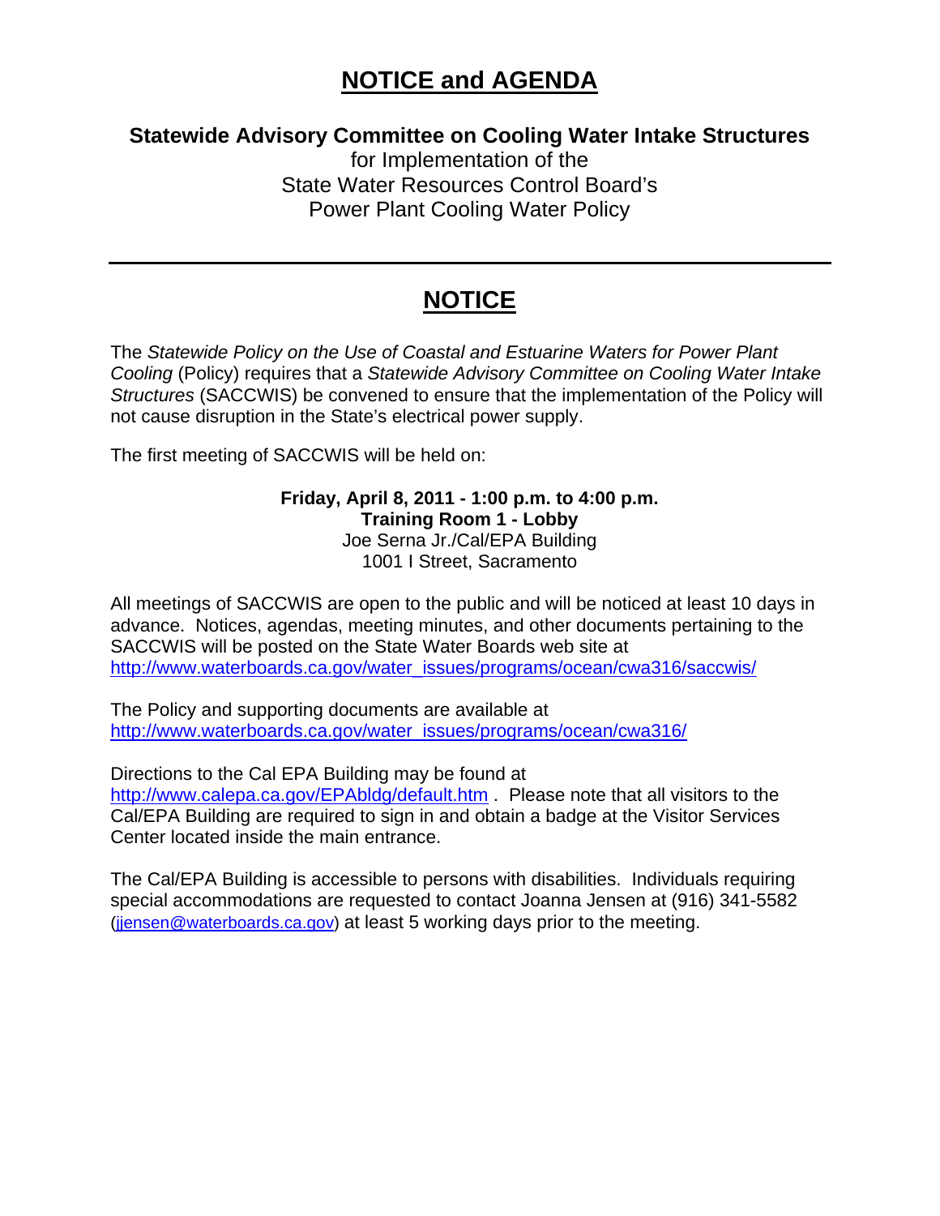# NOTICE and AGENDA

**Statewide Advisory Committee on Cooling Water Intake Structures**
for Implementation of the
State Water Resources Control Board's
Power Plant Cooling Water Policy

---

## NOTICE

The *Statewide Policy on the Use of Coastal and Estuarine Waters for Power Plant Cooling* (Policy) requires that a *Statewide Advisory Committee on Cooling Water Intake Structures* (SACCWIS) be convened to ensure that the implementation of the Policy will not cause disruption in the State's electrical power supply.

The first meeting of SACCWIS will be held on:

**Friday, April 8, 2011 - 1:00 p.m. to 4:00 p.m.**
**Training Room 1 - Lobby**
Joe Serna Jr./Cal/EPA Building
1001 I Street, Sacramento

All meetings of SACCWIS are open to the public and will be noticed at least 10 days in advance. Notices, agendas, meeting minutes, and other documents pertaining to the SACCWIS will be posted on the State Water Boards web site at http://www.waterboards.ca.gov/water_issues/programs/ocean/cwa316/saccwis/

The Policy and supporting documents are available at http://www.waterboards.ca.gov/water_issues/programs/ocean/cwa316/

Directions to the Cal EPA Building may be found at http://www.calepa.ca.gov/EPAbldg/default.htm . Please note that all visitors to the Cal/EPA Building are required to sign in and obtain a badge at the Visitor Services Center located inside the main entrance.

The Cal/EPA Building is accessible to persons with disabilities. Individuals requiring special accommodations are requested to contact Joanna Jensen at (916) 341-5582 (jjensen@waterboards.ca.gov) at least 5 working days prior to the meeting.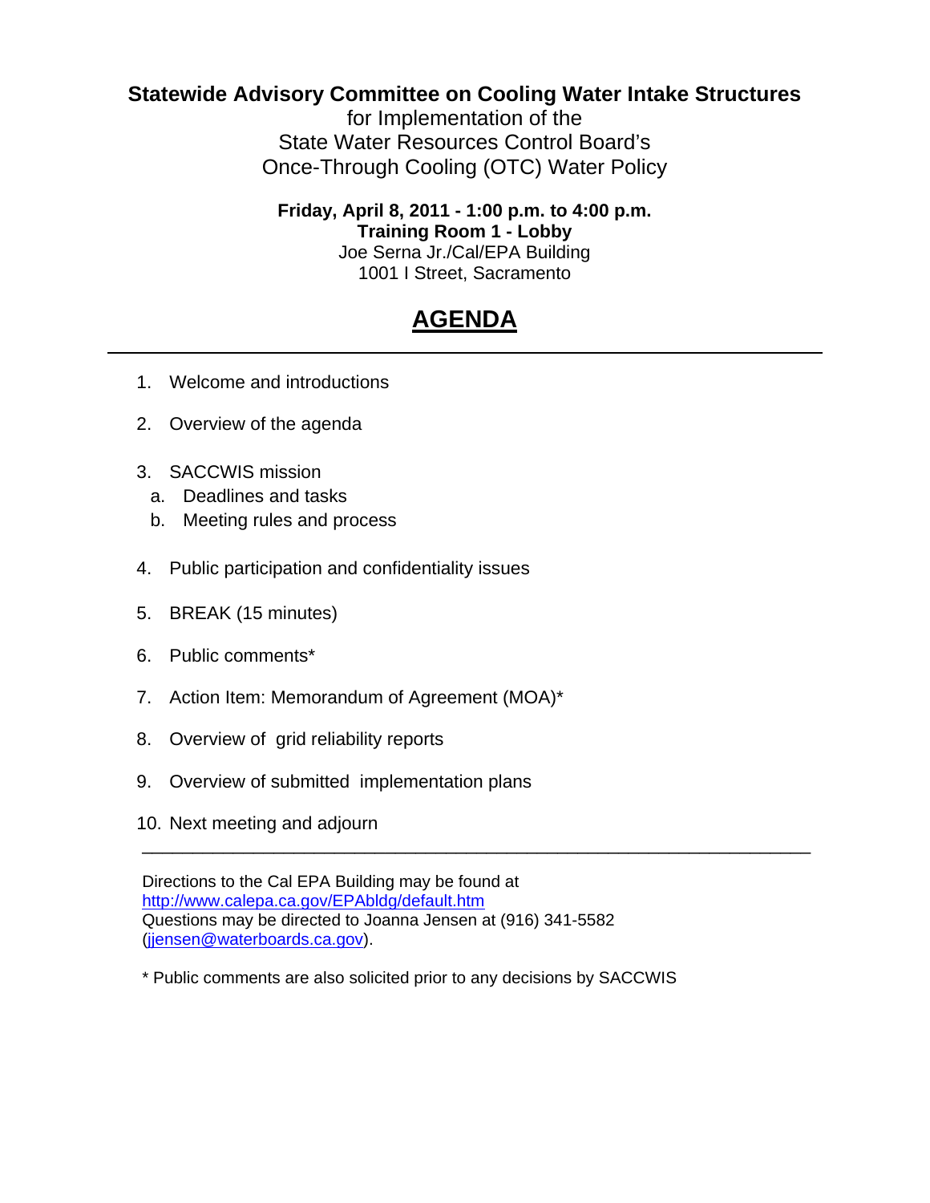**Statewide Advisory Committee on Cooling Water Intake Structures**
for Implementation of the
State Water Resources Control Board's
Once-Through Cooling (OTC) Water Policy

**Friday, April 8, 2011 - 1:00 p.m. to 4:00 p.m.**
**Training Room 1 - Lobby**
Joe Serna Jr./Cal/EPA Building
1001 I Street, Sacramento

# AGENDA

---

1. Welcome and introductions
2. Overview of the agenda
3. SACCWIS mission
   a. Deadlines and tasks
   b. Meeting rules and process
4. Public participation and confidentiality issues
5. BREAK (15 minutes)
6. Public comments*
7. Action Item: Memorandum of Agreement (MOA)*
8. Overview of grid reliability reports
9. Overview of submitted implementation plans
10. Next meeting and adjourn

---

Directions to the Cal EPA Building may be found at
http://www.calepa.ca.gov/EPAbldg/default.htm
Questions may be directed to Joanna Jensen at (916) 341-5582
(jjensen@waterboards.ca.gov).

* Public comments are also solicited prior to any decisions by SACCWIS